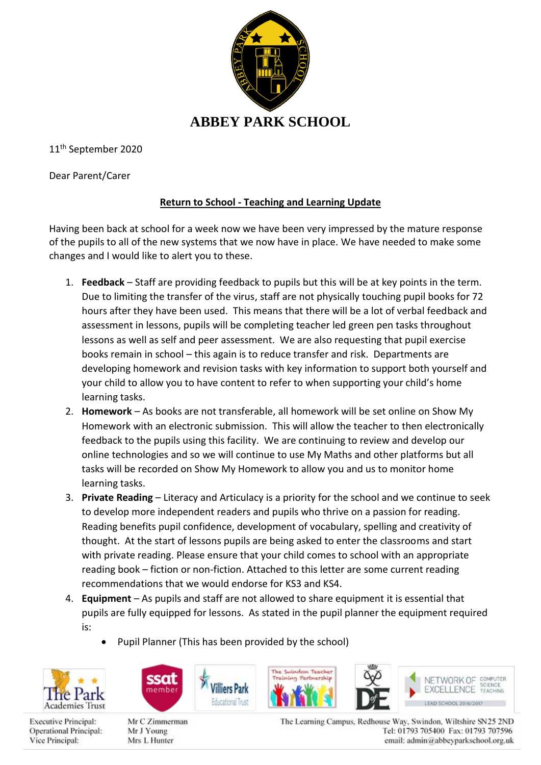# ABBEY PARK SCHOOL

11th September 2020

Dear Parent/Carer

**Return to School - Teaching and Learning Update**

Having been back at school for a week now we have been very impressed by the mature response of the pupils to all of the new systems that we now have in place. We have needed to make some changes and I would like to alert you to these.

1. **Feedback** – Staff are providing feedback to pupils but this will be at key points in the term. Due to limiting the transfer of the virus, staff are not physically touching pupil books for 72 hours after they have been used. This means that there will be a lot of verbal feedback and assessment in lessons, pupils will be completing teacher led green pen tasks throughout lessons as well as self and peer assessment. We are also requesting that pupil exercise books remain in school – this again is to reduce transfer and risk. Departments are developing homework and revision tasks with key information to support both yourself and your child to allow you to have content to refer to when supporting your child's home learning tasks.
2. **Homework** – As books are not transferable, all homework will be set online on Show My Homework with an electronic submission. This will allow the teacher to then electronically feedback to the pupils using this facility. We are continuing to review and develop our online technologies and so we will continue to use My Maths and other platforms but all tasks will be recorded on Show My Homework to allow you and us to monitor home learning tasks.
3. **Private Reading** – Literacy and Articulacy is a priority for the school and we continue to seek to develop more independent readers and pupils who thrive on a passion for reading. Reading benefits pupil confidence, development of vocabulary, spelling and creativity of thought. At the start of lessons pupils are being asked to enter the classrooms and start with private reading. Please ensure that your child comes to school with an appropriate reading book – fiction or non-fiction. Attached to this letter are some current reading recommendations that we would endorse for KS3 and KS4.
4. **Equipment** – As pupils and staff are not allowed to share equipment it is essential that pupils are fully equipped for lessons. As stated in the pupil planner the equipment required is:
    - Pupil Planner (This has been provided by the school)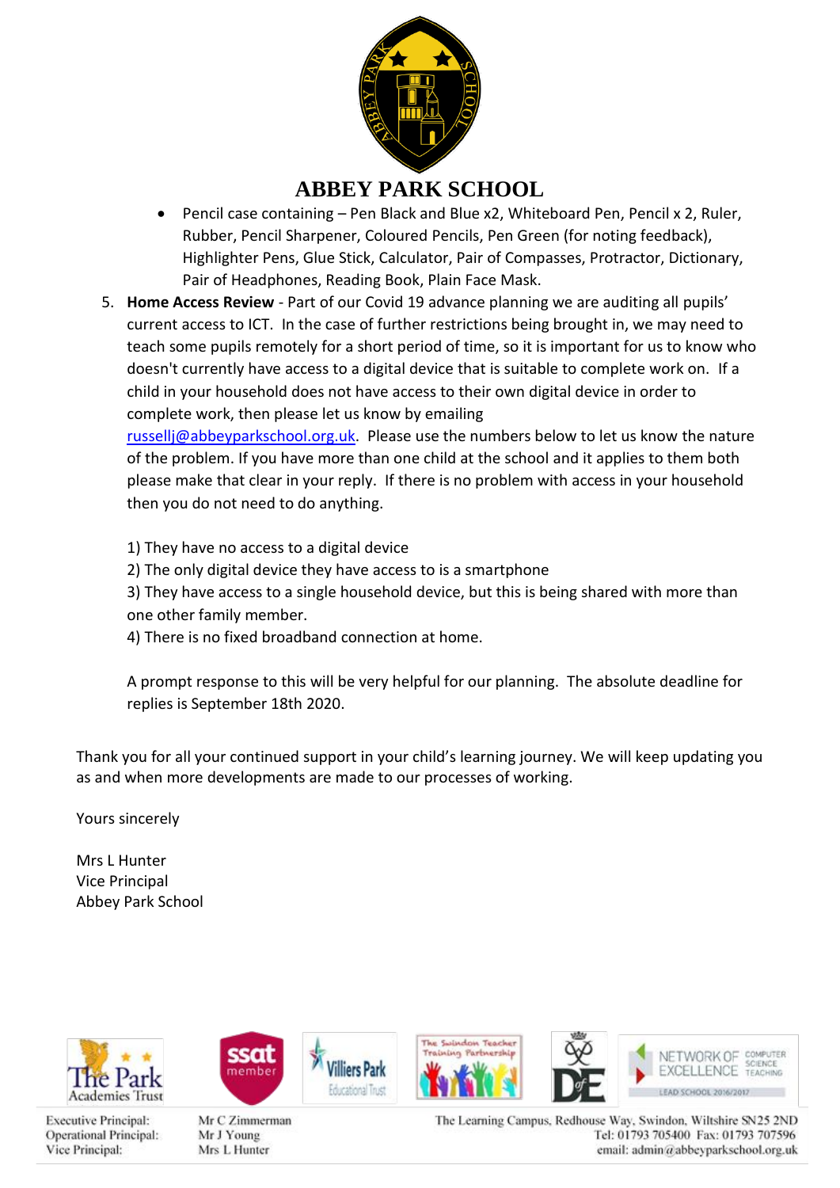# ABBEY PARK SCHOOL

- Pencil case containing – Pen Black and Blue x2, Whiteboard Pen, Pencil x 2, Ruler, Rubber, Pencil Sharpener, Coloured Pencils, Pen Green (for noting feedback), Highlighter Pens, Glue Stick, Calculator, Pair of Compasses, Protractor, Dictionary, Pair of Headphones, Reading Book, Plain Face Mask.

5. **Home Access Review** - Part of our Covid 19 advance planning we are auditing all pupils' current access to ICT. In the case of further restrictions being brought in, we may need to teach some pupils remotely for a short period of time, so it is important for us to know who doesn't currently have access to a digital device that is suitable to complete work on. If a child in your household does not have access to their own digital device in order to complete work, then please let us know by emailing russellj@abbeyparkschool.org.uk. Please use the numbers below to let us know the nature of the problem. If you have more than one child at the school and it applies to them both please make that clear in your reply. If there is no problem with access in your household then you do not need to do anything.

   1) They have no access to a digital device
   2) The only digital device they have access to is a smartphone
   3) They have access to a single household device, but this is being shared with more than one other family member.
   4) There is no fixed broadband connection at home.

   A prompt response to this will be very helpful for our planning. The absolute deadline for replies is September 18th 2020.

Thank you for all your continued support in your child's learning journey. We will keep updating you as and when more developments are made to our processes of working.

Yours sincerely

Mrs L Hunter
Vice Principal
Abbey Park School

Executive Principal: Mr C Zimmerman
Operational Principal: Mr J Young
Vice Principal: Mrs L Hunter

The Learning Campus, Redhouse Way, Swindon, Wiltshire SN25 2ND
Tel: 01793 705400 Fax: 01793 707596
email: admin@abbeyparkschool.org.uk